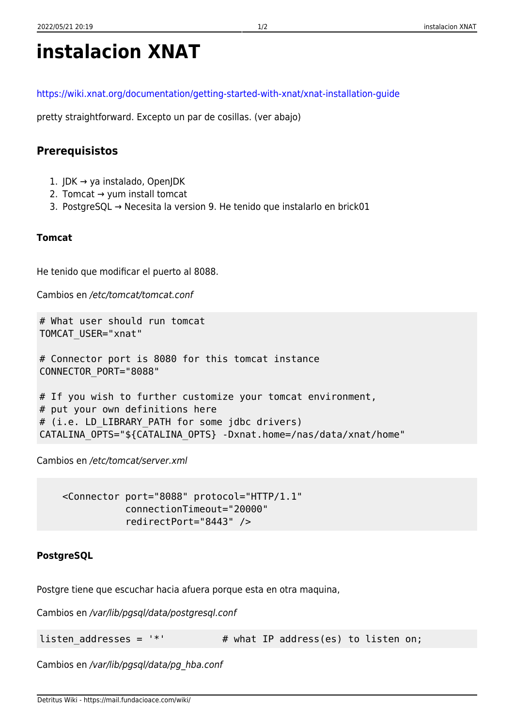# instalacion XNAT

https://wiki.xnat.org/documentation/getting-started-with-xnat/xnat-installation-guide

pretty straightforward. Excepto un par de cosillas. (ver abajo)

## Prerequisistos

1. JDK → ya instalado, OpenJDK
2. Tomcat → yum install tomcat
3. PostgreSQL → Necesita la version 9. He tenido que instalarlo en brick01

### Tomcat

He tenido que modificar el puerto al 8088.

Cambios en */etc/tomcat/tomcat.conf*

```
# What user should run tomcat
TOMCAT_USER="xnat"

# Connector port is 8080 for this tomcat instance
CONNECTOR_PORT="8088"

# If you wish to further customize your tomcat environment,
# put your own definitions here
# (i.e. LD_LIBRARY_PATH for some jdbc drivers)
CATALINA_OPTS="${CATALINA_OPTS} -Dxnat.home=/nas/data/xnat/home"
```

Cambios en */etc/tomcat/server.xml*

```
    <Connector port="8088" protocol="HTTP/1.1"
               connectionTimeout="20000"
               redirectPort="8443" />
```

### PostgreSQL

Postgre tiene que escuchar hacia afuera porque esta en otra maquina,

Cambios en */var/lib/pgsql/data/postgresql.conf*

```
listen_addresses = '*'          # what IP address(es) to listen on;
```

Cambios en */var/lib/pgsql/data/pg_hba.conf*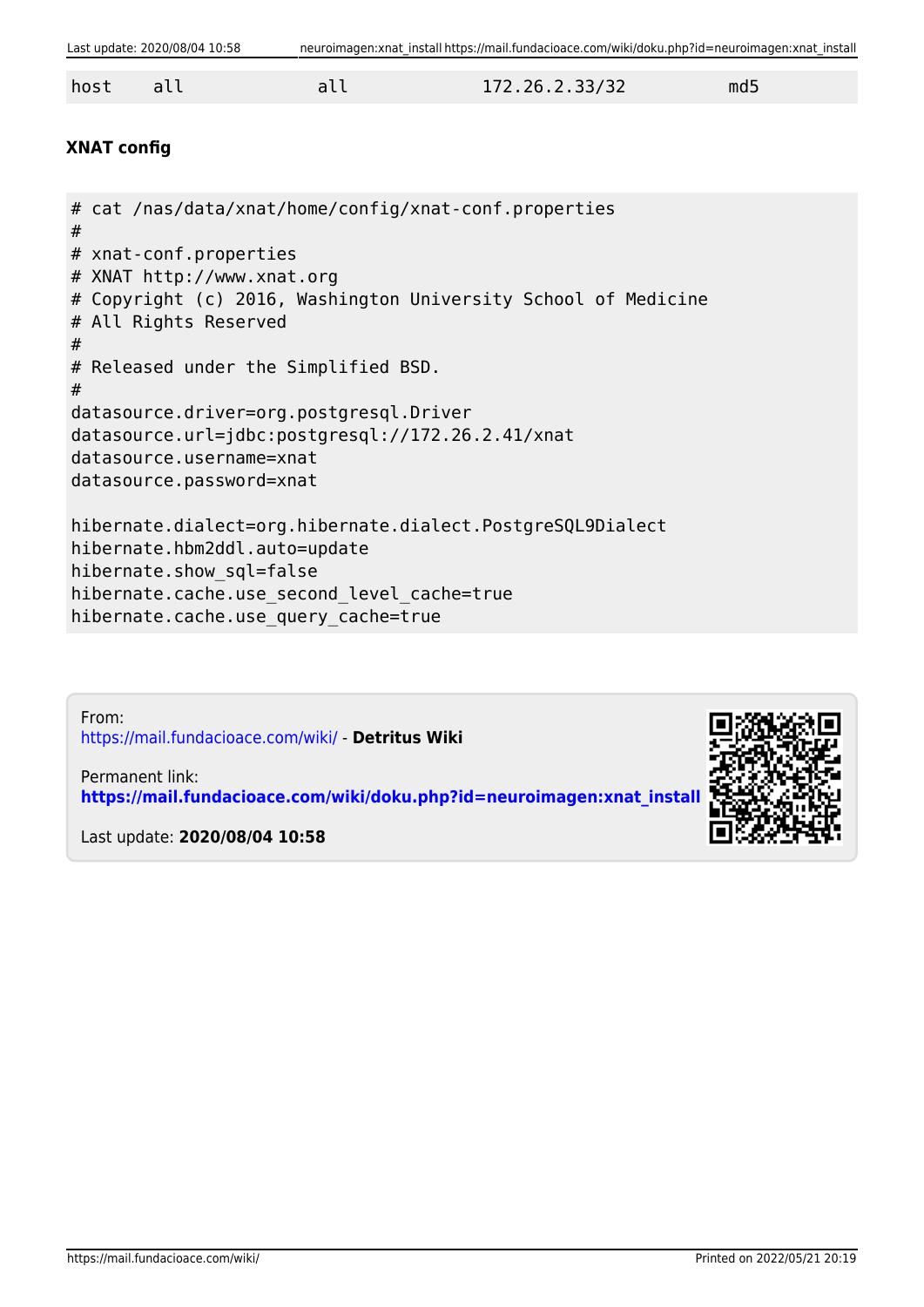```
host    all             all             172.26.2.33/32          md5
```

**XNAT config**

```
# cat /nas/data/xnat/home/config/xnat-conf.properties
#
# xnat-conf.properties
# XNAT http://www.xnat.org
# Copyright (c) 2016, Washington University School of Medicine
# All Rights Reserved
#
# Released under the Simplified BSD.
#
datasource.driver=org.postgresql.Driver
datasource.url=jdbc:postgresql://172.26.2.41/xnat
datasource.username=xnat
datasource.password=xnat

hibernate.dialect=org.hibernate.dialect.PostgreSQL9Dialect
hibernate.hbm2ddl.auto=update
hibernate.show_sql=false
hibernate.cache.use_second_level_cache=true
hibernate.cache.use_query_cache=true
```

From:
https://mail.fundacioace.com/wiki/ - **Detritus Wiki**

Permanent link:
**https://mail.fundacioace.com/wiki/doku.php?id=neuroimagen:xnat_install**

Last update: **2020/08/04 10:58**